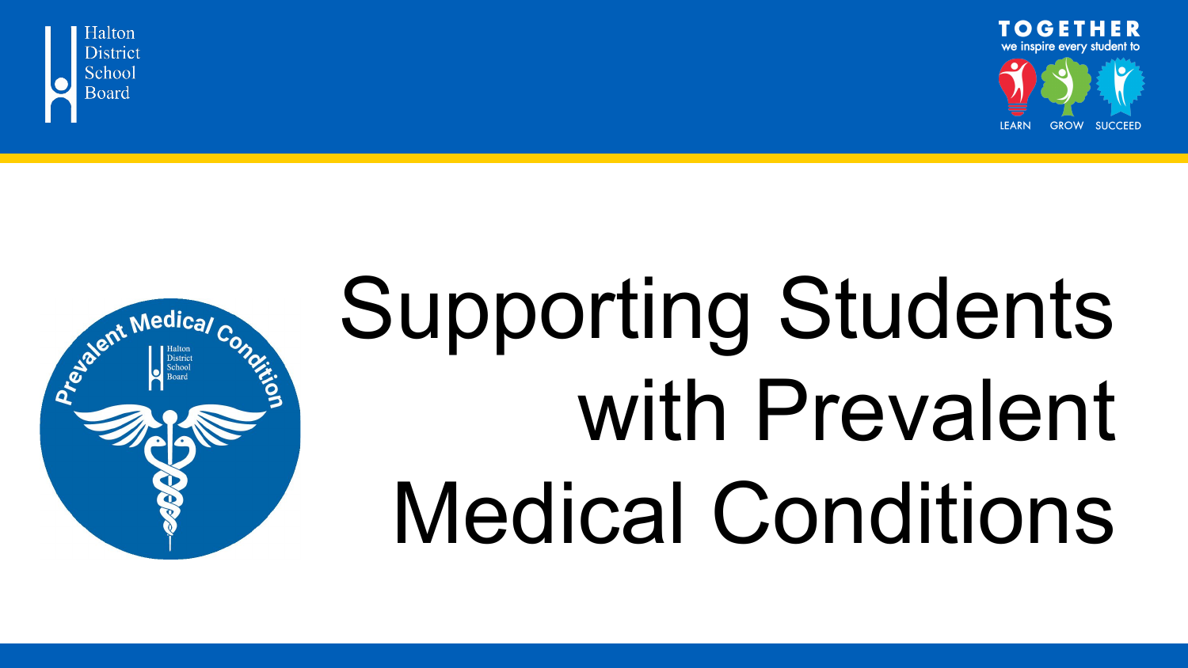Halton District School Board

TOGETHER we inspire every student to LEARN GROW SUCCEED

# Supporting Students with Prevalent Medical Conditions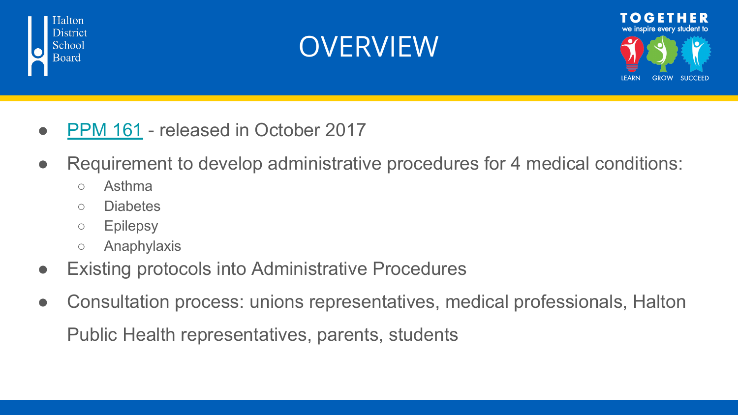# OVERVIEW

- PPM 161 - released in October 2017
- Requirement to develop administrative procedures for 4 medical conditions:
  - Asthma
  - Diabetes
  - Epilepsy
  - Anaphylaxis
- Existing protocols into Administrative Procedures
- Consultation process: unions representatives, medical professionals, Halton Public Health representatives, parents, students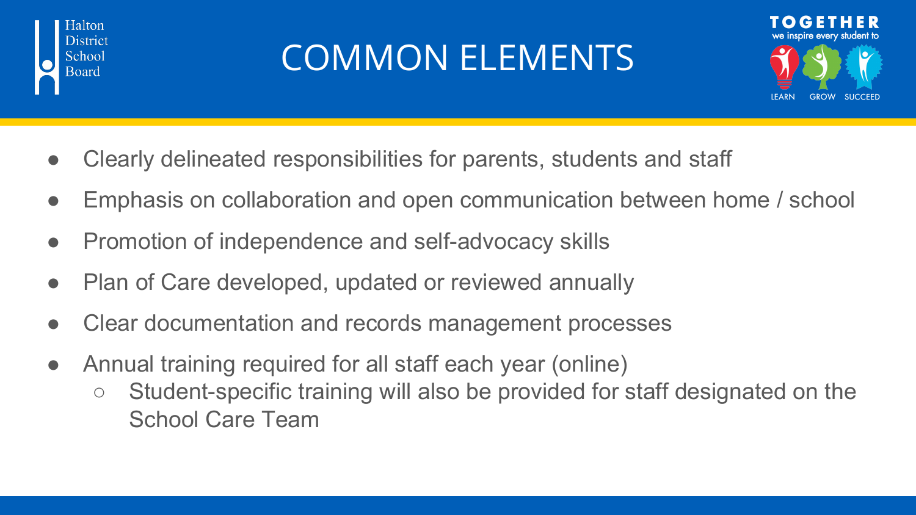# COMMON ELEMENTS

- Clearly delineated responsibilities for parents, students and staff
- Emphasis on collaboration and open communication between home / school
- Promotion of independence and self-advocacy skills
- Plan of Care developed, updated or reviewed annually
- Clear documentation and records management processes
- Annual training required for all staff each year (online)
  - Student-specific training will also be provided for staff designated on the School Care Team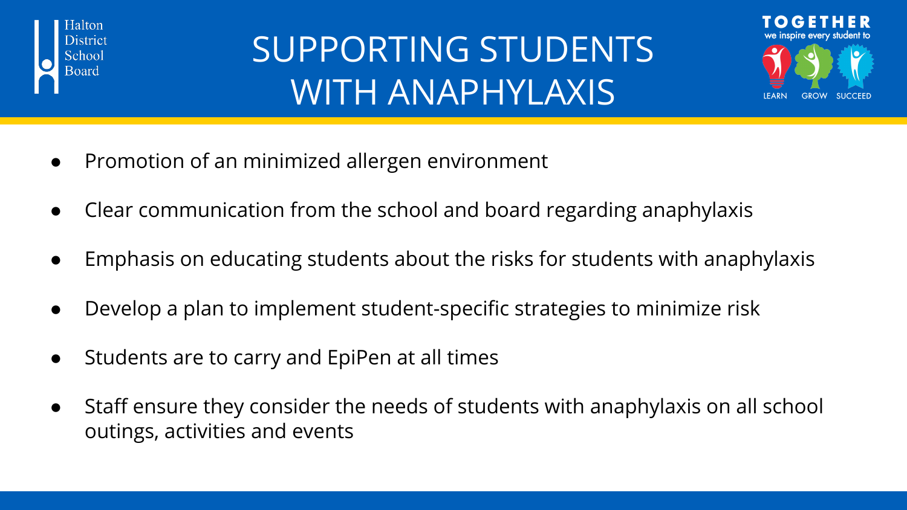# SUPPORTING STUDENTS WITH ANAPHYLAXIS

- Promotion of an minimized allergen environment
- Clear communication from the school and board regarding anaphylaxis
- Emphasis on educating students about the risks for students with anaphylaxis
- Develop a plan to implement student-specific strategies to minimize risk
- Students are to carry and EpiPen at all times
- Staff ensure they consider the needs of students with anaphylaxis on all school outings, activities and events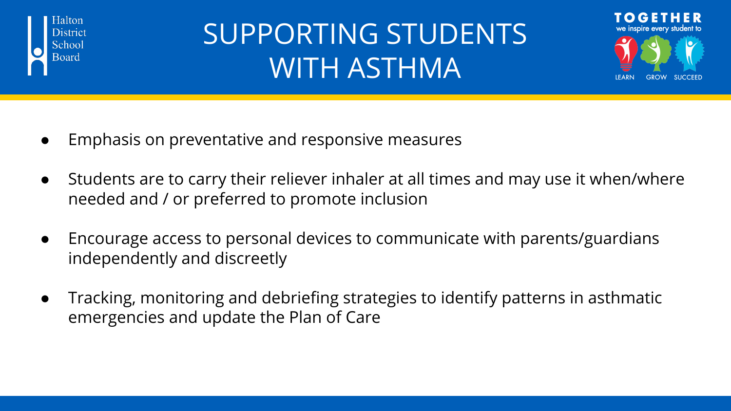# SUPPORTING STUDENTS WITH ASTHMA

- Emphasis on preventative and responsive measures
- Students are to carry their reliever inhaler at all times and may use it when/where needed and / or preferred to promote inclusion
- Encourage access to personal devices to communicate with parents/guardians independently and discreetly
- Tracking, monitoring and debriefing strategies to identify patterns in asthmatic emergencies and update the Plan of Care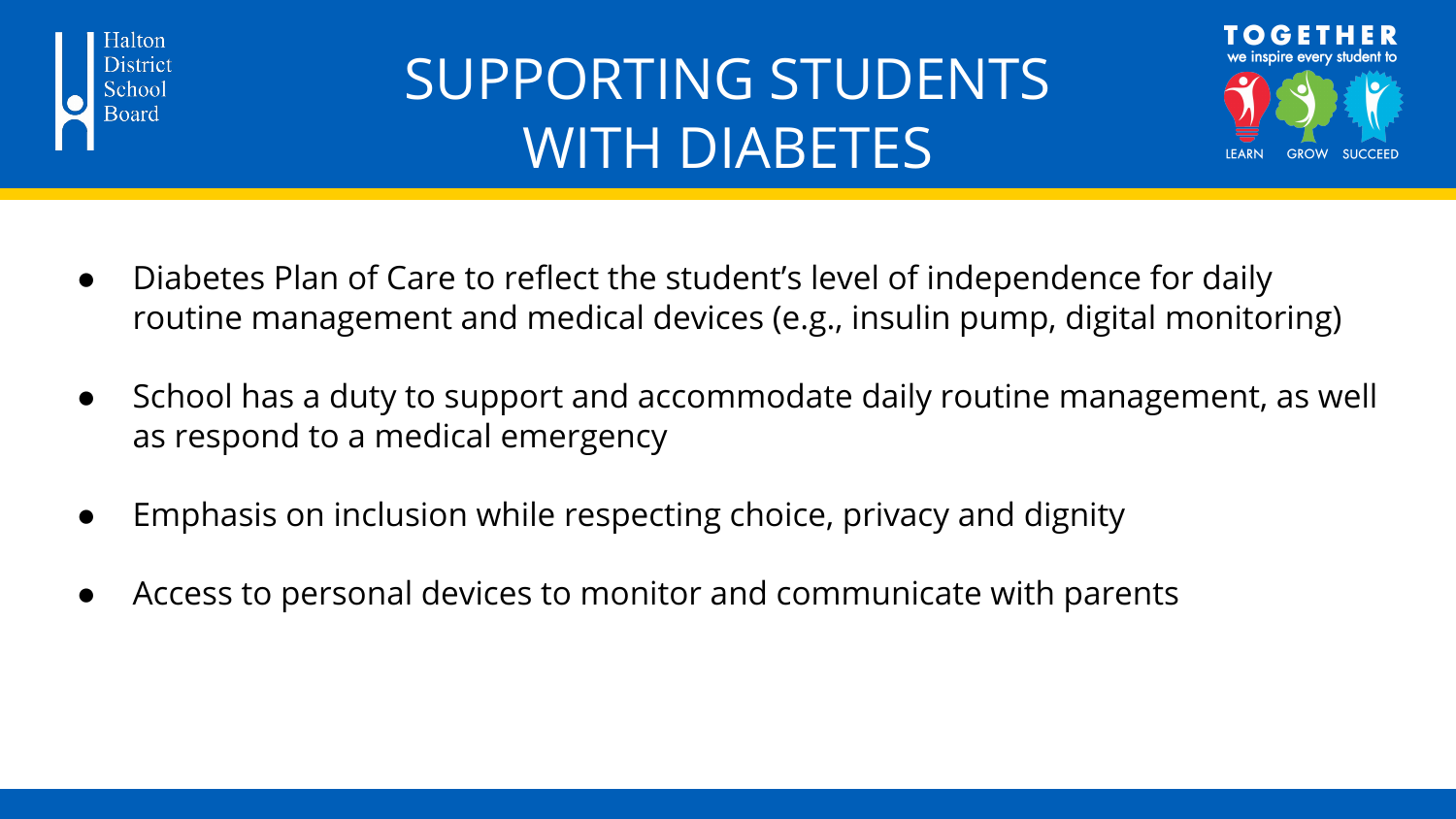# SUPPORTING STUDENTS WITH DIABETES

- Diabetes Plan of Care to reflect the student's level of independence for daily routine management and medical devices (e.g., insulin pump, digital monitoring)
- School has a duty to support and accommodate daily routine management, as well as respond to a medical emergency
- Emphasis on inclusion while respecting choice, privacy and dignity
- Access to personal devices to monitor and communicate with parents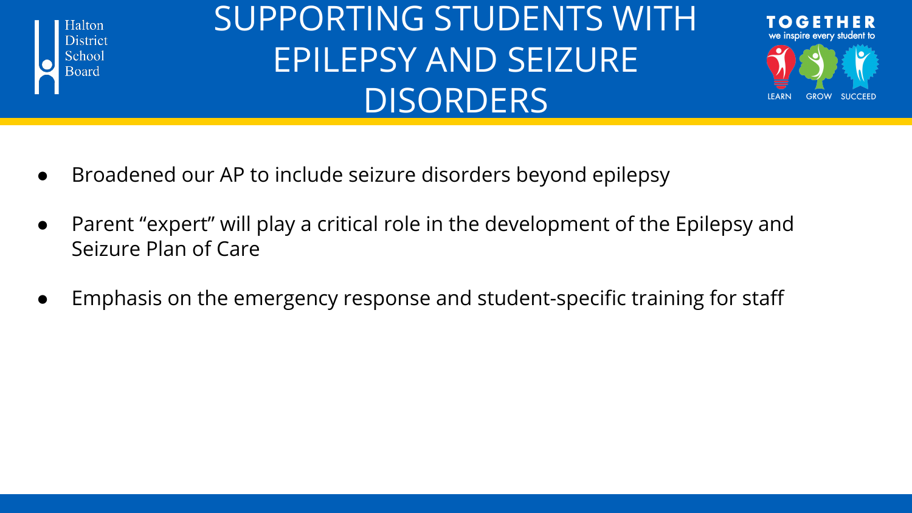# SUPPORTING STUDENTS WITH EPILEPSY AND SEIZURE DISORDERS

- Broadened our AP to include seizure disorders beyond epilepsy
- Parent “expert” will play a critical role in the development of the Epilepsy and Seizure Plan of Care
- Emphasis on the emergency response and student-specific training for staff